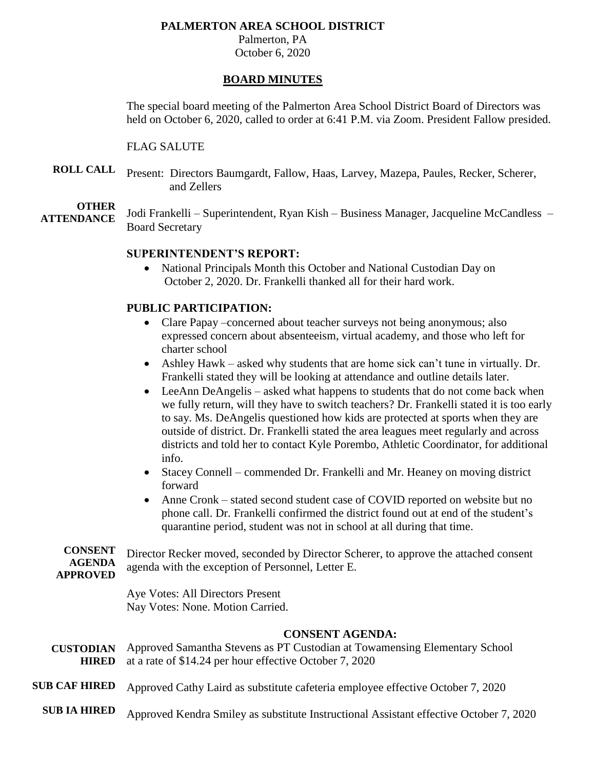**PALMERTON AREA SCHOOL DISTRICT**
Palmerton, PA
October 6, 2020

## BOARD MINUTES

The special board meeting of the Palmerton Area School District Board of Directors was held on October 6, 2020, called to order at 6:41 P.M. via Zoom. President Fallow presided.

FLAG SALUTE

**ROLL CALL** Present: Directors Baumgardt, Fallow, Haas, Larvey, Mazepa, Paules, Recker, Scherer, and Zellers

**OTHER ATTENDANCE** Jodi Frankelli – Superintendent, Ryan Kish – Business Manager, Jacqueline McCandless – Board Secretary

### SUPERINTENDENT'S REPORT:

- National Principals Month this October and National Custodian Day on October 2, 2020. Dr. Frankelli thanked all for their hard work.

### PUBLIC PARTICIPATION:

- Clare Papay –concerned about teacher surveys not being anonymous; also expressed concern about absenteeism, virtual academy, and those who left for charter school
- Ashley Hawk – asked why students that are home sick can't tune in virtually. Dr. Frankelli stated they will be looking at attendance and outline details later.
- LeeAnn DeAngelis – asked what happens to students that do not come back when we fully return, will they have to switch teachers? Dr. Frankelli stated it is too early to say. Ms. DeAngelis questioned how kids are protected at sports when they are outside of district. Dr. Frankelli stated the area leagues meet regularly and across districts and told her to contact Kyle Porembo, Athletic Coordinator, for additional info.
- Stacey Connell – commended Dr. Frankelli and Mr. Heaney on moving district forward
- Anne Cronk – stated second student case of COVID reported on website but no phone call. Dr. Frankelli confirmed the district found out at end of the student's quarantine period, student was not in school at all during that time.

**CONSENT AGENDA APPROVED** Director Recker moved, seconded by Director Scherer, to approve the attached consent agenda with the exception of Personnel, Letter E.

Aye Votes: All Directors Present
Nay Votes: None. Motion Carried.

### CONSENT AGENDA:

**CUSTODIAN HIRED** Approved Samantha Stevens as PT Custodian at Towamensing Elementary School at a rate of $14.24 per hour effective October 7, 2020

**SUB CAF HIRED** Approved Cathy Laird as substitute cafeteria employee effective October 7, 2020

**SUB IA HIRED** Approved Kendra Smiley as substitute Instructional Assistant effective October 7, 2020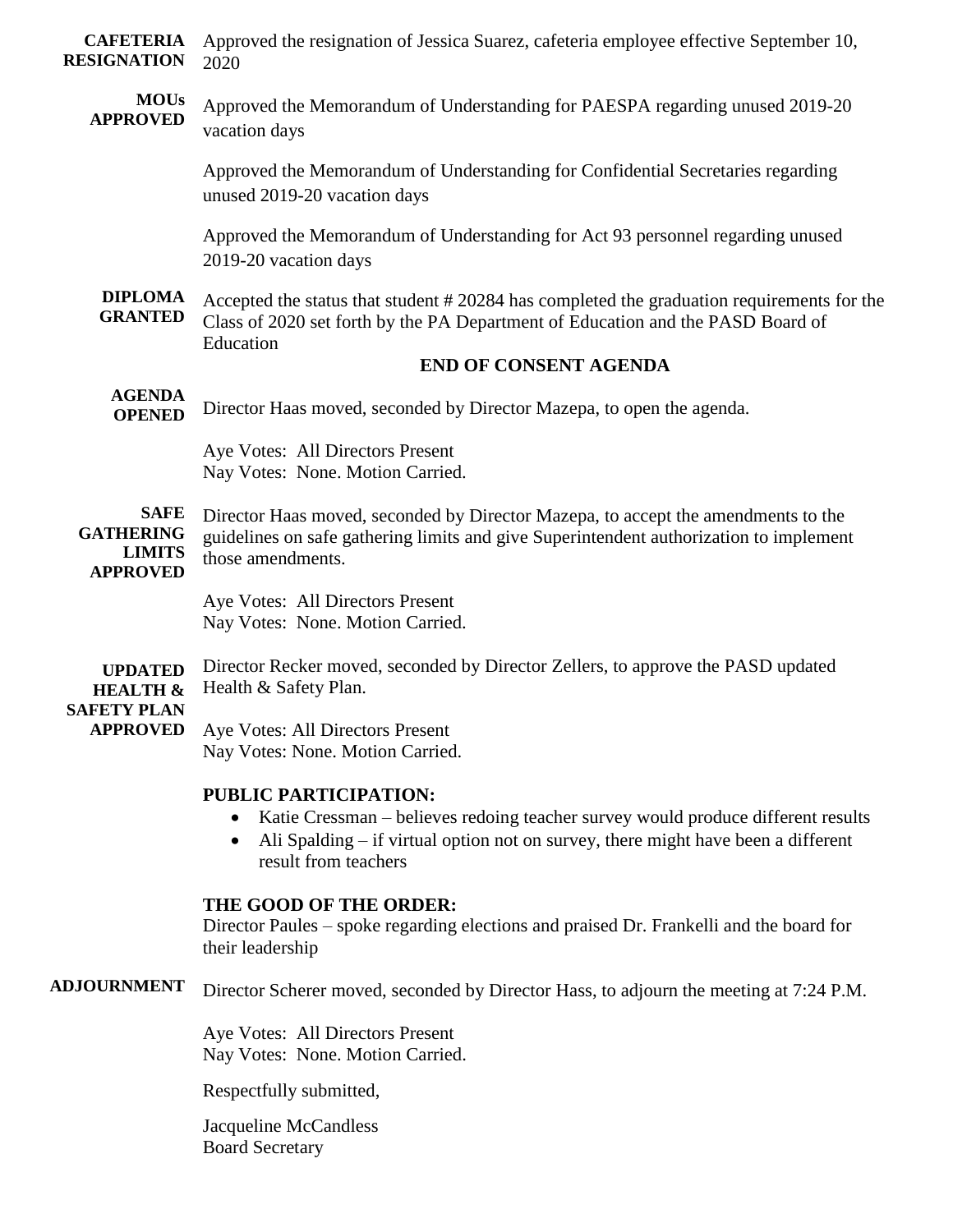**CAFETERIA RESIGNATION** Approved the resignation of Jessica Suarez, cafeteria employee effective September 10, 2020

**MOUs APPROVED** Approved the Memorandum of Understanding for PAESPA regarding unused 2019-20 vacation days

Approved the Memorandum of Understanding for Confidential Secretaries regarding unused 2019-20 vacation days

Approved the Memorandum of Understanding for Act 93 personnel regarding unused 2019-20 vacation days

**DIPLOMA GRANTED** Accepted the status that student # 20284 has completed the graduation requirements for the Class of 2020 set forth by the PA Department of Education and the PASD Board of Education

**END OF CONSENT AGENDA**

**AGENDA OPENED** Director Haas moved, seconded by Director Mazepa, to open the agenda.

Aye Votes: All Directors Present
Nay Votes: None. Motion Carried.

**SAFE GATHERING LIMITS APPROVED** Director Haas moved, seconded by Director Mazepa, to accept the amendments to the guidelines on safe gathering limits and give Superintendent authorization to implement those amendments.

Aye Votes: All Directors Present
Nay Votes: None. Motion Carried.

**UPDATED HEALTH & SAFETY PLAN APPROVED** Director Recker moved, seconded by Director Zellers, to approve the PASD updated Health & Safety Plan.

Aye Votes: All Directors Present
Nay Votes: None. Motion Carried.

**PUBLIC PARTICIPATION:**

- Katie Cressman – believes redoing teacher survey would produce different results
- Ali Spalding – if virtual option not on survey, there might have been a different result from teachers

**THE GOOD OF THE ORDER:**

Director Paules – spoke regarding elections and praised Dr. Frankelli and the board for their leadership

**ADJOURNMENT** Director Scherer moved, seconded by Director Hass, to adjourn the meeting at 7:24 P.M.

Aye Votes: All Directors Present
Nay Votes: None. Motion Carried.

Respectfully submitted,

Jacqueline McCandless
Board Secretary